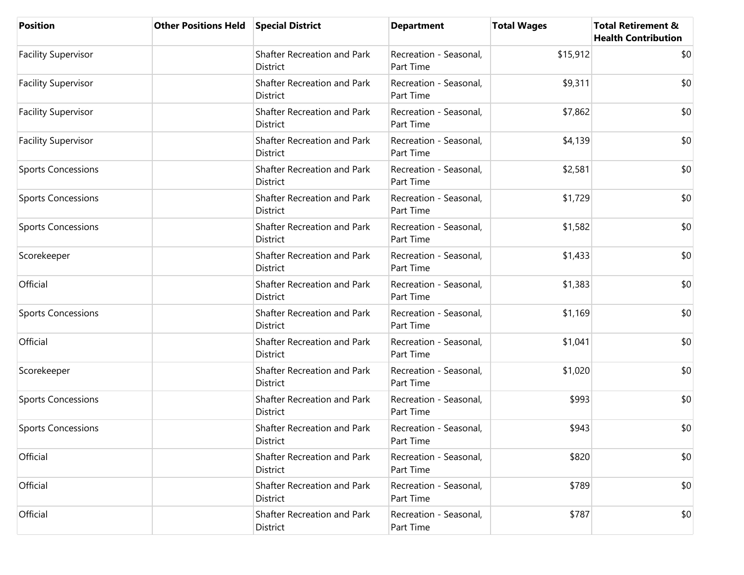| Position | Other Positions Held | Special District | Department | Total Wages | Total Retirement & Health Contribution |
|---|---|---|---|---|---|
| Facility Supervisor | | Shafter Recreation and Park District | Recreation - Seasonal, Part Time | $15,912 | $0 |
| Facility Supervisor | | Shafter Recreation and Park District | Recreation - Seasonal, Part Time | $9,311 | $0 |
| Facility Supervisor | | Shafter Recreation and Park District | Recreation - Seasonal, Part Time | $7,862 | $0 |
| Facility Supervisor | | Shafter Recreation and Park District | Recreation - Seasonal, Part Time | $4,139 | $0 |
| Sports Concessions | | Shafter Recreation and Park District | Recreation - Seasonal, Part Time | $2,581 | $0 |
| Sports Concessions | | Shafter Recreation and Park District | Recreation - Seasonal, Part Time | $1,729 | $0 |
| Sports Concessions | | Shafter Recreation and Park District | Recreation - Seasonal, Part Time | $1,582 | $0 |
| Scorekeeper | | Shafter Recreation and Park District | Recreation - Seasonal, Part Time | $1,433 | $0 |
| Official | | Shafter Recreation and Park District | Recreation - Seasonal, Part Time | $1,383 | $0 |
| Sports Concessions | | Shafter Recreation and Park District | Recreation - Seasonal, Part Time | $1,169 | $0 |
| Official | | Shafter Recreation and Park District | Recreation - Seasonal, Part Time | $1,041 | $0 |
| Scorekeeper | | Shafter Recreation and Park District | Recreation - Seasonal, Part Time | $1,020 | $0 |
| Sports Concessions | | Shafter Recreation and Park District | Recreation - Seasonal, Part Time | $993 | $0 |
| Sports Concessions | | Shafter Recreation and Park District | Recreation - Seasonal, Part Time | $943 | $0 |
| Official | | Shafter Recreation and Park District | Recreation - Seasonal, Part Time | $820 | $0 |
| Official | | Shafter Recreation and Park District | Recreation - Seasonal, Part Time | $789 | $0 |
| Official | | Shafter Recreation and Park District | Recreation - Seasonal, Part Time | $787 | $0 |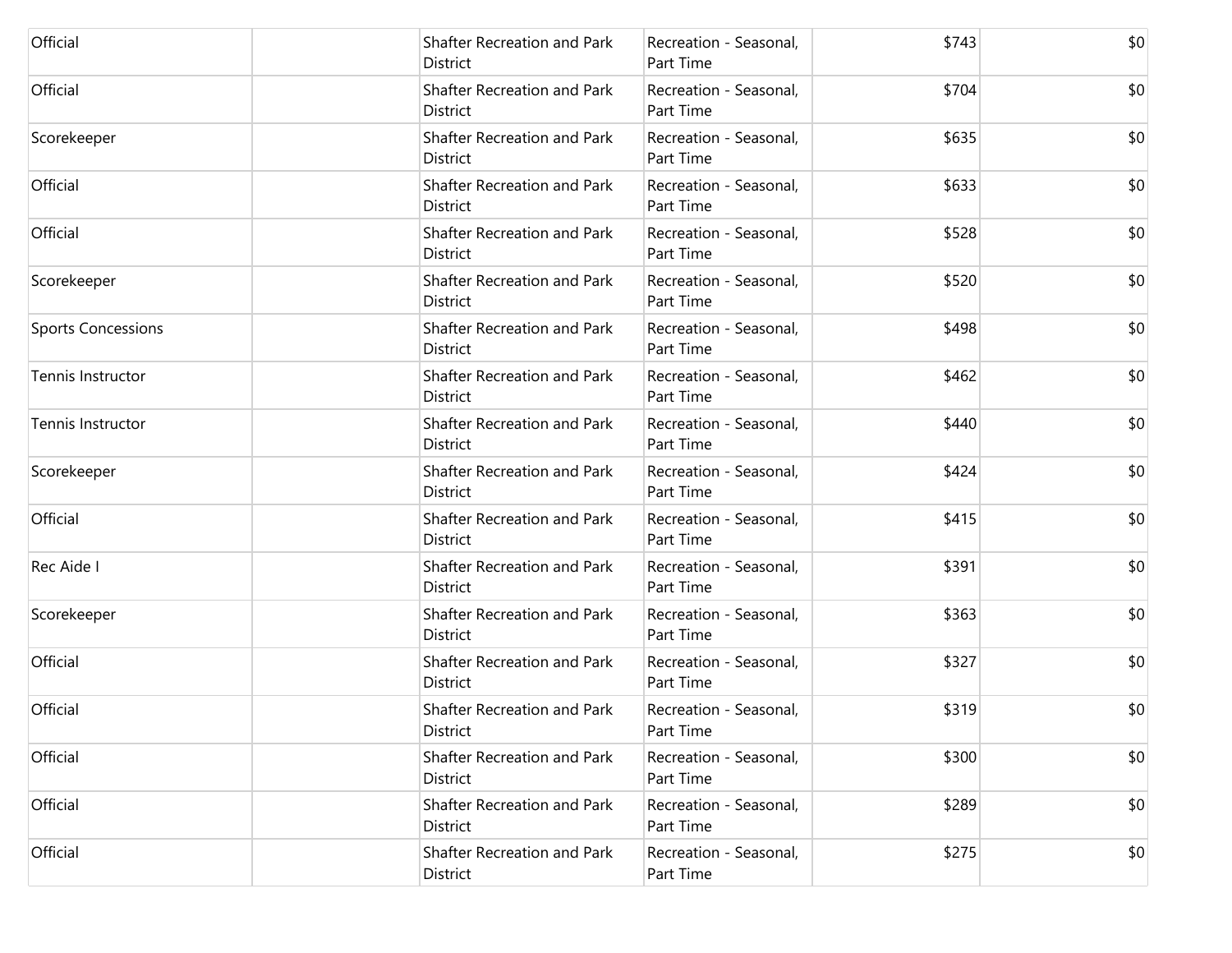| | | | | | |
|---|---|---|---|---|---|
| Official | | Shafter Recreation and Park District | Recreation - Seasonal, Part Time | $743 | $0 |
| Official | | Shafter Recreation and Park District | Recreation - Seasonal, Part Time | $704 | $0 |
| Scorekeeper | | Shafter Recreation and Park District | Recreation - Seasonal, Part Time | $635 | $0 |
| Official | | Shafter Recreation and Park District | Recreation - Seasonal, Part Time | $633 | $0 |
| Official | | Shafter Recreation and Park District | Recreation - Seasonal, Part Time | $528 | $0 |
| Scorekeeper | | Shafter Recreation and Park District | Recreation - Seasonal, Part Time | $520 | $0 |
| Sports Concessions | | Shafter Recreation and Park District | Recreation - Seasonal, Part Time | $498 | $0 |
| Tennis Instructor | | Shafter Recreation and Park District | Recreation - Seasonal, Part Time | $462 | $0 |
| Tennis Instructor | | Shafter Recreation and Park District | Recreation - Seasonal, Part Time | $440 | $0 |
| Scorekeeper | | Shafter Recreation and Park District | Recreation - Seasonal, Part Time | $424 | $0 |
| Official | | Shafter Recreation and Park District | Recreation - Seasonal, Part Time | $415 | $0 |
| Rec Aide I | | Shafter Recreation and Park District | Recreation - Seasonal, Part Time | $391 | $0 |
| Scorekeeper | | Shafter Recreation and Park District | Recreation - Seasonal, Part Time | $363 | $0 |
| Official | | Shafter Recreation and Park District | Recreation - Seasonal, Part Time | $327 | $0 |
| Official | | Shafter Recreation and Park District | Recreation - Seasonal, Part Time | $319 | $0 |
| Official | | Shafter Recreation and Park District | Recreation - Seasonal, Part Time | $300 | $0 |
| Official | | Shafter Recreation and Park District | Recreation - Seasonal, Part Time | $289 | $0 |
| Official | | Shafter Recreation and Park District | Recreation - Seasonal, Part Time | $275 | $0 |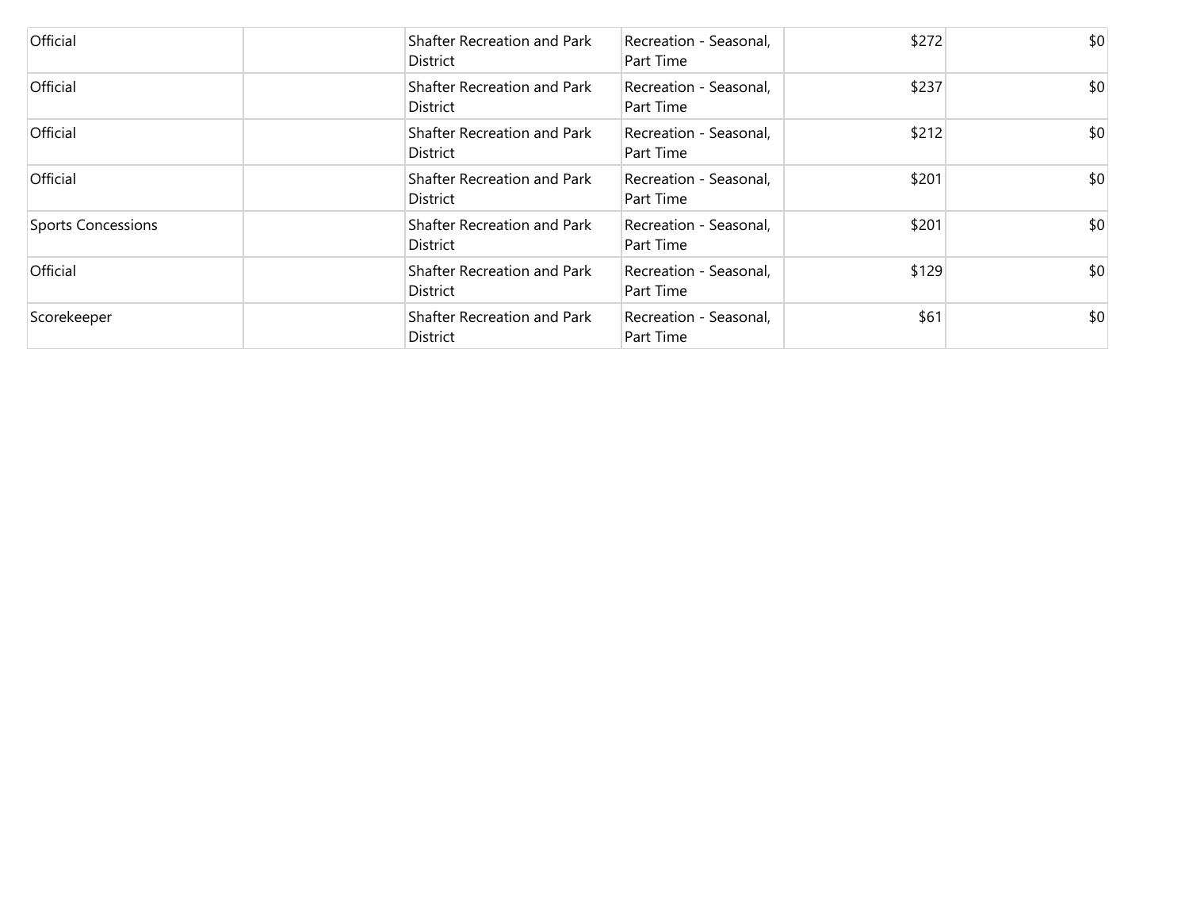| | | | | | |
|---|---|---|---|---|---|
| Official | | Shafter Recreation and Park District | Recreation - Seasonal, Part Time | $272 | $0 |
| Official | | Shafter Recreation and Park District | Recreation - Seasonal, Part Time | $237 | $0 |
| Official | | Shafter Recreation and Park District | Recreation - Seasonal, Part Time | $212 | $0 |
| Official | | Shafter Recreation and Park District | Recreation - Seasonal, Part Time | $201 | $0 |
| Sports Concessions | | Shafter Recreation and Park District | Recreation - Seasonal, Part Time | $201 | $0 |
| Official | | Shafter Recreation and Park District | Recreation - Seasonal, Part Time | $129 | $0 |
| Scorekeeper | | Shafter Recreation and Park District | Recreation - Seasonal, Part Time | $61 | $0 |